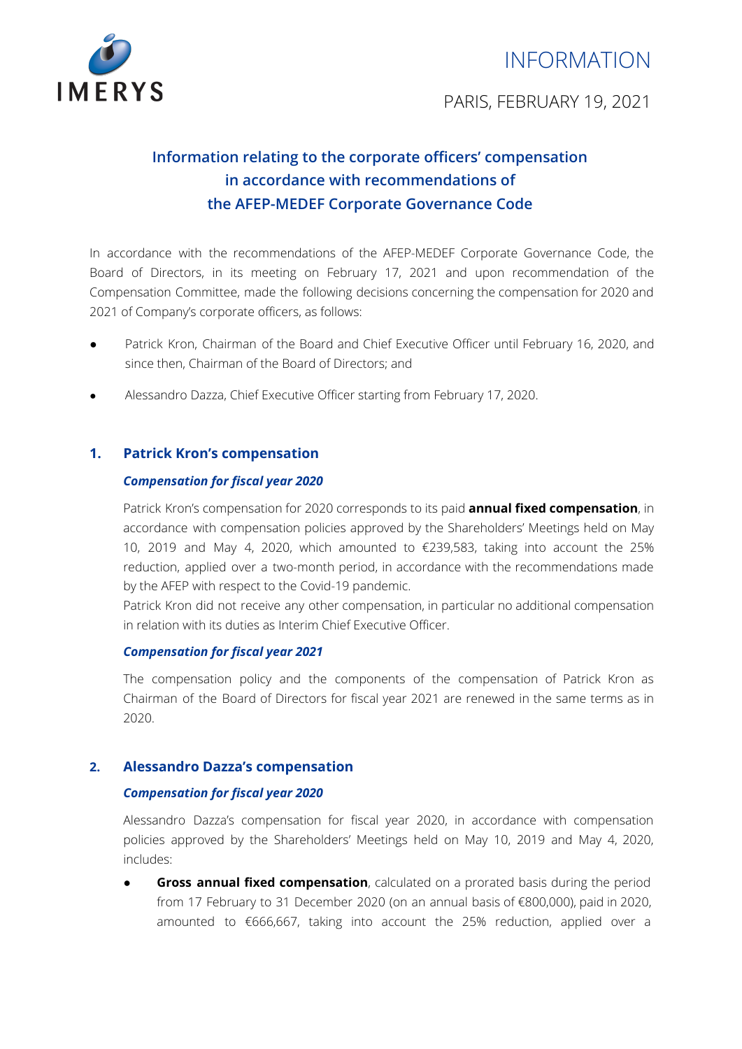INFORMATION

PARIS, FEBRUARY 19, 2021

# Information relating to the corporate officers' compensation in accordance with recommendations of the AFEP-MEDEF Corporate Governance Code

In accordance with the recommendations of the AFEP-MEDEF Corporate Governance Code, the Board of Directors, in its meeting on February 17, 2021 and upon recommendation of the Compensation Committee, made the following decisions concerning the compensation for 2020 and 2021 of Company's corporate officers, as follows:

- Patrick Kron, Chairman of the Board and Chief Executive Officer until February 16, 2020, and since then, Chairman of the Board of Directors; and
- Alessandro Dazza, Chief Executive Officer starting from February 17, 2020.

## 1. Patrick Kron's compensation

### *Compensation for fiscal year 2020*

Patrick Kron's compensation for 2020 corresponds to its paid **annual fixed compensation**, in accordance with compensation policies approved by the Shareholders' Meetings held on May 10, 2019 and May 4, 2020, which amounted to €239,583, taking into account the 25% reduction, applied over a two-month period, in accordance with the recommendations made by the AFEP with respect to the Covid-19 pandemic.

Patrick Kron did not receive any other compensation, in particular no additional compensation in relation with its duties as Interim Chief Executive Officer.

### *Compensation for fiscal year 2021*

The compensation policy and the components of the compensation of Patrick Kron as Chairman of the Board of Directors for fiscal year 2021 are renewed in the same terms as in 2020.

## 2. Alessandro Dazza's compensation

### *Compensation for fiscal year 2020*

Alessandro Dazza's compensation for fiscal year 2020, in accordance with compensation policies approved by the Shareholders' Meetings held on May 10, 2019 and May 4, 2020, includes:

- **Gross annual fixed compensation**, calculated on a prorated basis during the period from 17 February to 31 December 2020 (on an annual basis of €800,000), paid in 2020, amounted to €666,667, taking into account the 25% reduction, applied over a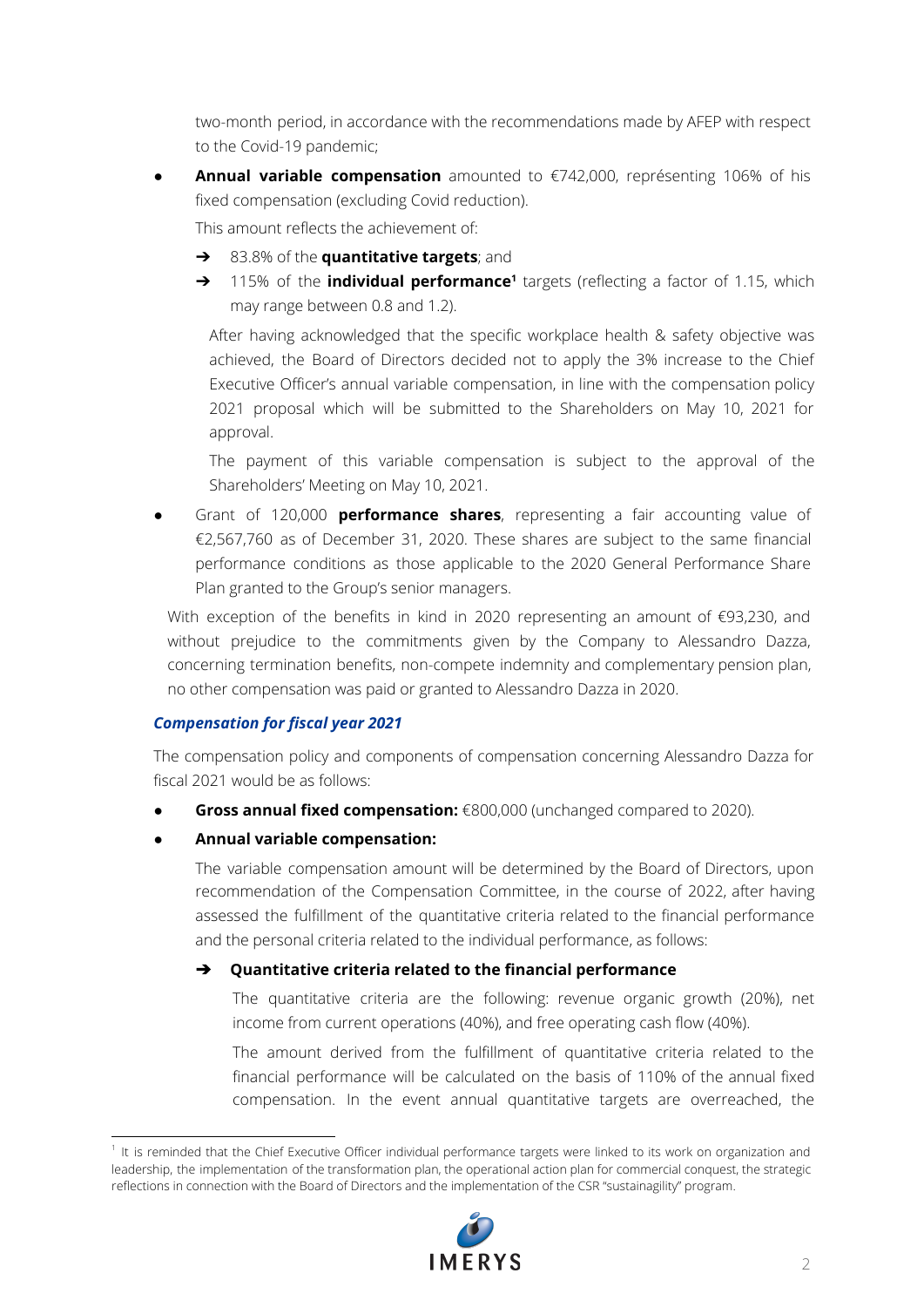two-month period, in accordance with the recommendations made by AFEP with respect to the Covid-19 pandemic;

- **Annual variable compensation** amounted to €742,000, représenting 106% of his fixed compensation (excluding Covid reduction).

  This amount reflects the achievement of:

  - ➔ 83.8% of the **quantitative targets**; and
  - ➔ 115% of the **individual performance**[1] targets (reflecting a factor of 1.15, which may range between 0.8 and 1.2).

  After having acknowledged that the specific workplace health & safety objective was achieved, the Board of Directors decided not to apply the 3% increase to the Chief Executive Officer's annual variable compensation, in line with the compensation policy 2021 proposal which will be submitted to the Shareholders on May 10, 2021 for approval.

  The payment of this variable compensation is subject to the approval of the Shareholders' Meeting on May 10, 2021.

- Grant of 120,000 **performance shares**, representing a fair accounting value of €2,567,760 as of December 31, 2020. These shares are subject to the same financial performance conditions as those applicable to the 2020 General Performance Share Plan granted to the Group's senior managers.

With exception of the benefits in kind in 2020 representing an amount of €93,230, and without prejudice to the commitments given by the Company to Alessandro Dazza, concerning termination benefits, non-compete indemnity and complementary pension plan, no other compensation was paid or granted to Alessandro Dazza in 2020.

### *Compensation for fiscal year 2021*

The compensation policy and components of compensation concerning Alessandro Dazza for fiscal 2021 would be as follows:

- **Gross annual fixed compensation:** €800,000 (unchanged compared to 2020).
- **Annual variable compensation:**

  The variable compensation amount will be determined by the Board of Directors, upon recommendation of the Compensation Committee, in the course of 2022, after having assessed the fulfillment of the quantitative criteria related to the financial performance and the personal criteria related to the individual performance, as follows:

  - ➔ **Quantitative criteria related to the financial performance**

    The quantitative criteria are the following: revenue organic growth (20%), net income from current operations (40%), and free operating cash flow (40%).

    The amount derived from the fulfillment of quantitative criteria related to the financial performance will be calculated on the basis of 110% of the annual fixed compensation. In the event annual quantitative targets are overreached, the

[1] It is reminded that the Chief Executive Officer individual performance targets were linked to its work on organization and leadership, the implementation of the transformation plan, the operational action plan for commercial conquest, the strategic reflections in connection with the Board of Directors and the implementation of the CSR "sustainagility" program.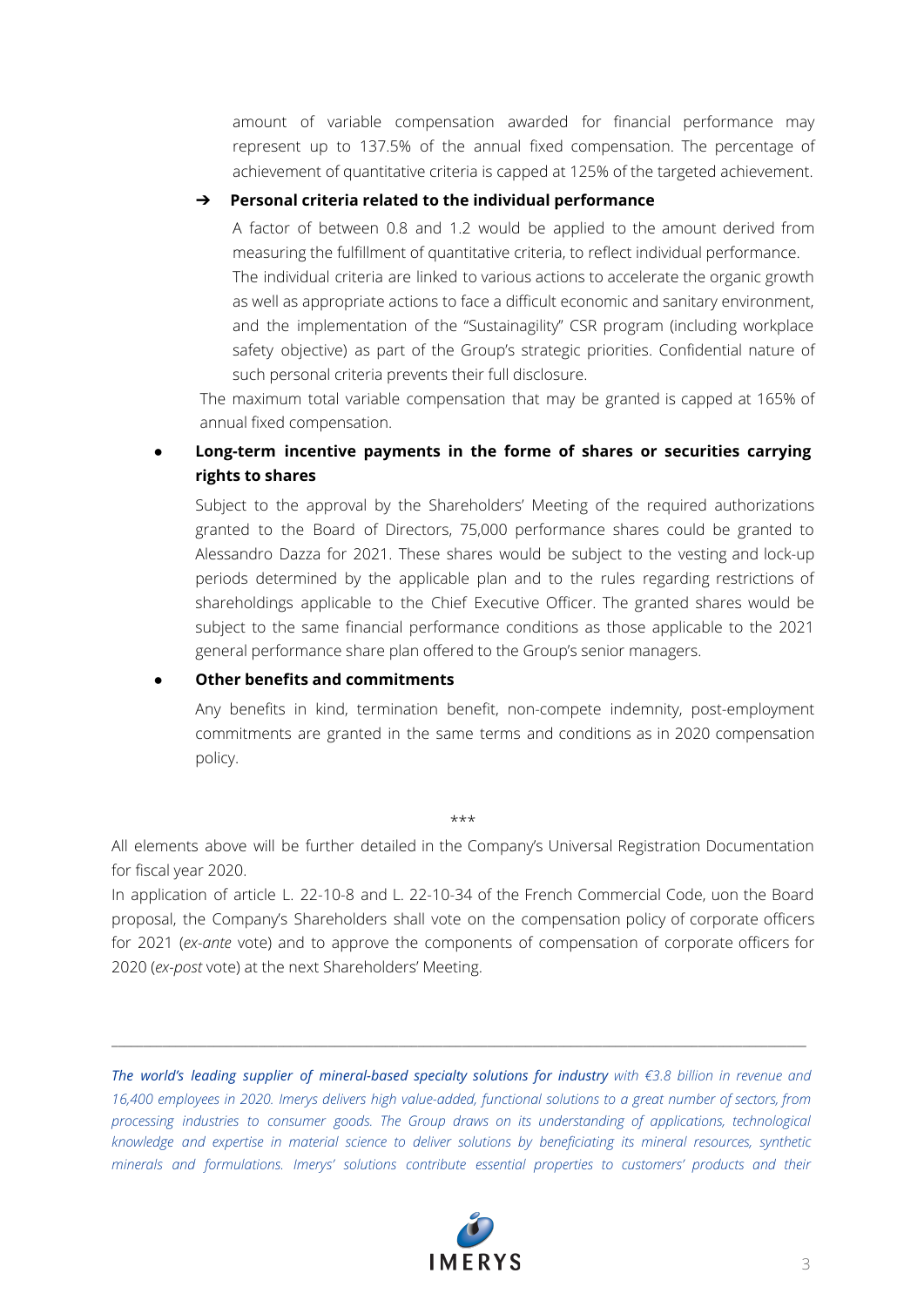amount of variable compensation awarded for financial performance may represent up to 137.5% of the annual fixed compensation. The percentage of achievement of quantitative criteria is capped at 125% of the targeted achievement.

➔ **Personal criteria related to the individual performance**

A factor of between 0.8 and 1.2 would be applied to the amount derived from measuring the fulfillment of quantitative criteria, to reflect individual performance. The individual criteria are linked to various actions to accelerate the organic growth as well as appropriate actions to face a difficult economic and sanitary environment, and the implementation of the "Sustainagility" CSR program (including workplace safety objective) as part of the Group's strategic priorities. Confidential nature of such personal criteria prevents their full disclosure.

The maximum total variable compensation that may be granted is capped at 165% of annual fixed compensation.

- **Long-term incentive payments in the forme of shares or securities carrying rights to shares**

  Subject to the approval by the Shareholders' Meeting of the required authorizations granted to the Board of Directors, 75,000 performance shares could be granted to Alessandro Dazza for 2021. These shares would be subject to the vesting and lock-up periods determined by the applicable plan and to the rules regarding restrictions of shareholdings applicable to the Chief Executive Officer. The granted shares would be subject to the same financial performance conditions as those applicable to the 2021 general performance share plan offered to the Group's senior managers.

- **Other benefits and commitments**

  Any benefits in kind, termination benefit, non-compete indemnity, post-employment commitments are granted in the same terms and conditions as in 2020 compensation policy.

\*\*\*

All elements above will be further detailed in the Company's Universal Registration Documentation for fiscal year 2020.

In application of article L. 22-10-8 and L. 22-10-34 of the French Commercial Code, uon the Board proposal, the Company's Shareholders shall vote on the compensation policy of corporate officers for 2021 (*ex-ante* vote) and to approve the components of compensation of corporate officers for 2020 (*ex-post* vote) at the next Shareholders' Meeting.

---

***The world's leading supplier of mineral-based specialty solutions for industry*** *with €3.8 billion in revenue and 16,400 employees in 2020. Imerys delivers high value-added, functional solutions to a great number of sectors, from processing industries to consumer goods. The Group draws on its understanding of applications, technological knowledge and expertise in material science to deliver solutions by beneficiating its mineral resources, synthetic minerals and formulations. Imerys' solutions contribute essential properties to customers' products and their*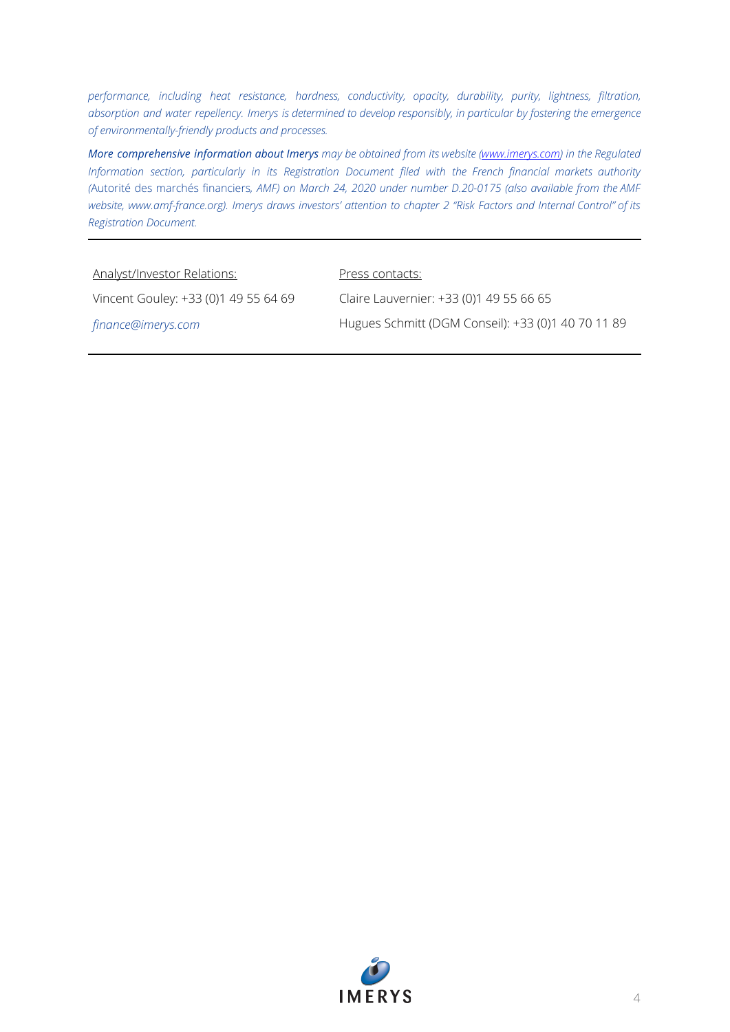*performance, including heat resistance, hardness, conductivity, opacity, durability, purity, lightness, filtration, absorption and water repellency. Imerys is determined to develop responsibly, in particular by fostering the emergence of environmentally-friendly products and processes.*

***More comprehensive information about Imerys** may be obtained from its website ([www.imerys.com](http://www.imerys.com)) in the Regulated Information section, particularly in its Registration Document filed with the French financial markets authority (*Autorité des marchés financiers*, AMF) on March 24, 2020 under number D.20-0175 (also available from the AMF website, www.amf-france.org). Imerys draws investors' attention to chapter 2 "Risk Factors and Internal Control" of its Registration Document.*

---

| Analyst/Investor Relations: | Press contacts: |
|---|---|
| Vincent Gouley: +33 (0)1 49 55 64 69 | Claire Lauvernier: +33 (0)1 49 55 66 65 |
| *finance@imerys.com* | Hugues Schmitt (DGM Conseil): +33 (0)1 40 70 11 89 |

---